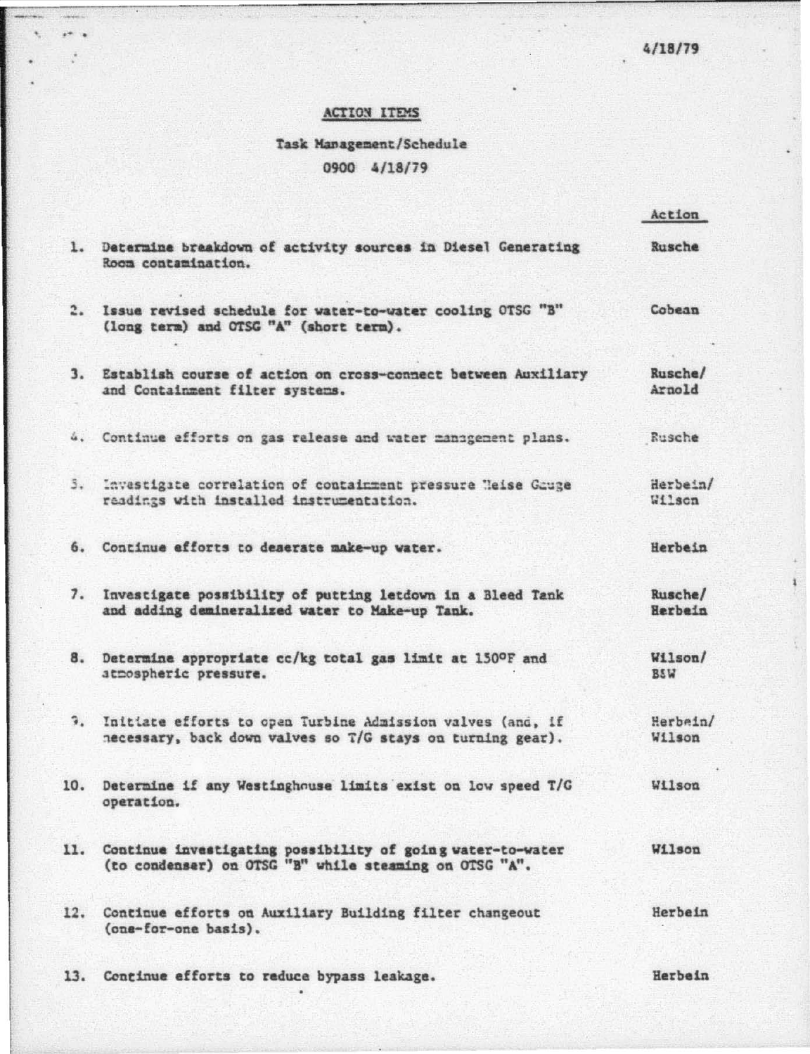4/18/79

# ACTION ITEMS

## Task Management/Schedule

0900 4/18/79

| | | Action |
|---|---|---|
| 1. | Determine breakdown of activity sources in Diesel Generating Room contamination. | Rusche |
| 2. | Issue revised schedule for water-to-water cooling OTSG "B" (long term) and OTSG "A" (short term). | Cobean |
| 3. | Establish course of action on cross-connect between Auxiliary and Containment filter systems. | Rusche/ Arnold |
| 4. | Continue efforts on gas release and water management plans. | Rusche |
| 5. | Investigate correlation of containment pressure Heise Gauge readings with installed instrumentation. | Herbein/ Wilson |
| 6. | Continue efforts to deaerate make-up water. | Herbein |
| 7. | Investigate possibility of putting letdown in a Bleed Tank and adding demineralized water to Make-up Tank. | Rusche/ Herbein |
| 8. | Determine appropriate cc/kg total gas limit at 150°F and atmospheric pressure. | Wilson/ B&W |
| 9. | Initiate efforts to open Turbine Admission valves (and, if necessary, back down valves so T/G stays on turning gear). | Herbein/ Wilson |
| 10. | Determine if any Westinghouse limits exist on low speed T/G operation. | Wilson |
| 11. | Continue investigating possibility of going water-to-water (to condenser) on OTSG "B" while steaming on OTSG "A". | Wilson |
| 12. | Continue efforts on Auxiliary Building filter changeout (one-for-one basis). | Herbein |
| 13. | Continue efforts to reduce bypass leakage. | Herbein |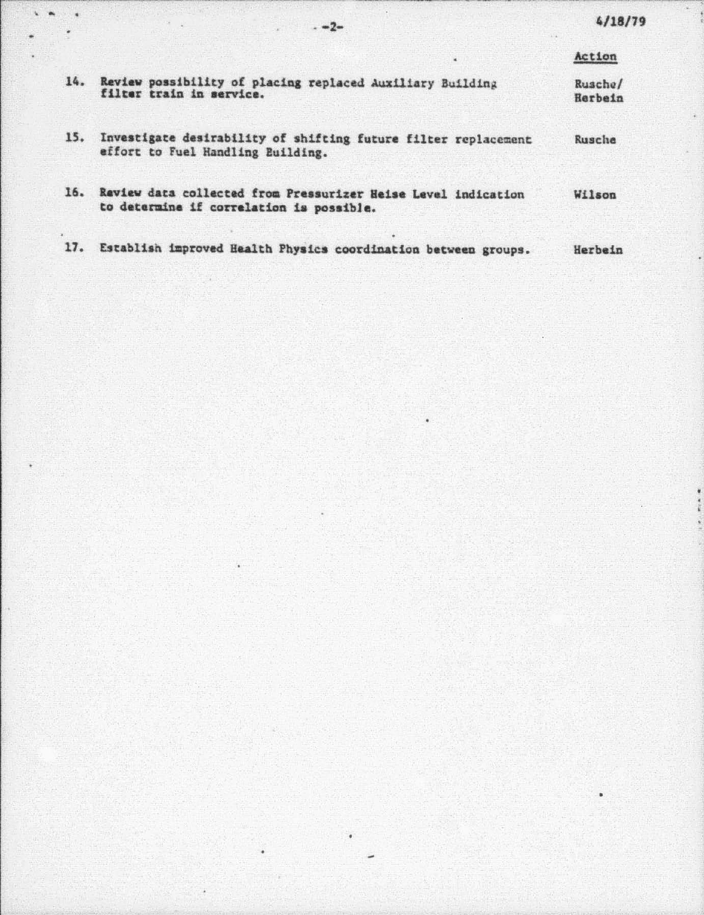4/18/79

| | | Action |
|---|---|---|
| 14. | Review possibility of placing replaced Auxiliary Building filter train in service. | Rusche/ Herbein |
| 15. | Investigate desirability of shifting future filter replacement effort to Fuel Handling Building. | Rusche |
| 16. | Review data collected from Pressurizer Heise Level indication to determine if correlation is possible. | Wilson |
| 17. | Establish improved Health Physics coordination between groups. | Herbein |